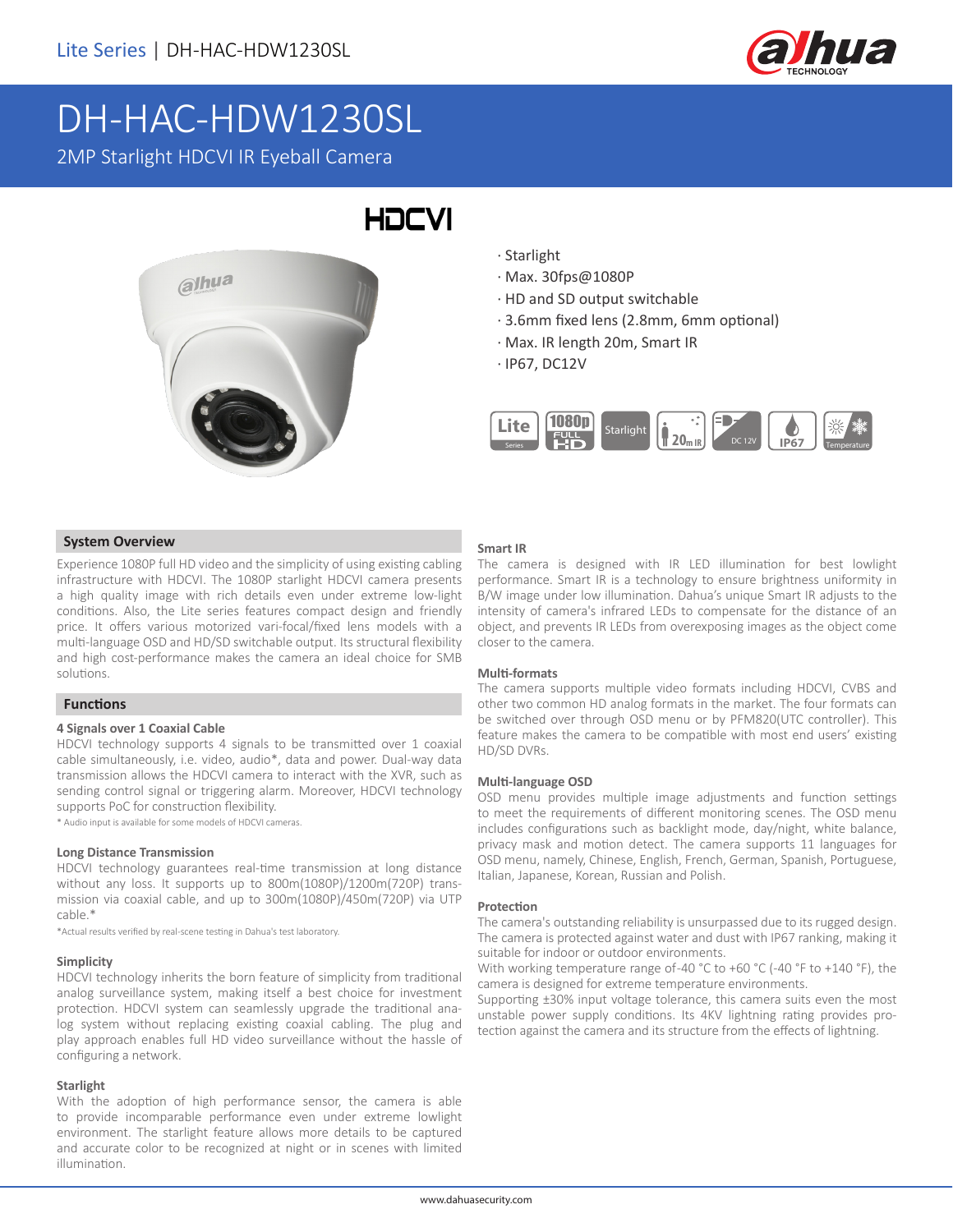# DH-HAC-HDW1230SL

2MP Starlight HDCVI IR Eyeball Camera

- Starlight
- Max. 30fps@1080P
- HD and SD output switchable
- 3.6mm fixed lens (2.8mm, 6mm optional)
- Max. IR length 20m, Smart IR
- IP67, DC12V

## System Overview

Experience 1080P full HD video and the simplicity of using existing cabling infrastructure with HDCVI. The 1080P starlight HDCVI camera presents a high quality image with rich details even under extreme low-light conditions. Also, the Lite series features compact design and friendly price. It offers various motorized vari-focal/fixed lens models with a multi-language OSD and HD/SD switchable output. Its structural flexibility and high cost-performance makes the camera an ideal choice for SMB solutions.

## Functions

### 4 Signals over 1 Coaxial Cable

HDCVI technology supports 4 signals to be transmitted over 1 coaxial cable simultaneously, i.e. video, audio*, data and power. Dual-way data transmission allows the HDCVI camera to interact with the XVR, such as sending control signal or triggering alarm. Moreover, HDCVI technology supports PoC for construction flexibility.

* Audio input is available for some models of HDCVI cameras.

### Long Distance Transmission

HDCVI technology guarantees real-time transmission at long distance without any loss. It supports up to 800m(1080P)/1200m(720P) transmission via coaxial cable, and up to 300m(1080P)/450m(720P) via UTP cable.*

*Actual results verified by real-scene testing in Dahua's test laboratory.

### Simplicity

HDCVI technology inherits the born feature of simplicity from traditional analog surveillance system, making itself a best choice for investment protection. HDCVI system can seamlessly upgrade the traditional analog system without replacing existing coaxial cabling. The plug and play approach enables full HD video surveillance without the hassle of configuring a network.

### Starlight

With the adoption of high performance sensor, the camera is able to provide incomparable performance even under extreme lowlight environment. The starlight feature allows more details to be captured and accurate color to be recognized at night or in scenes with limited illumination.

### Smart IR

The camera is designed with IR LED illumination for best lowlight performance. Smart IR is a technology to ensure brightness uniformity in B/W image under low illumination. Dahua's unique Smart IR adjusts to the intensity of camera's infrared LEDs to compensate for the distance of an object, and prevents IR LEDs from overexposing images as the object come closer to the camera.

### Multi-formats

The camera supports multiple video formats including HDCVI, CVBS and other two common HD analog formats in the market. The four formats can be switched over through OSD menu or by PFM820(UTC controller). This feature makes the camera to be compatible with most end users' existing HD/SD DVRs.

### Multi-language OSD

OSD menu provides multiple image adjustments and function settings to meet the requirements of different monitoring scenes. The OSD menu includes configurations such as backlight mode, day/night, white balance, privacy mask and motion detect. The camera supports 11 languages for OSD menu, namely, Chinese, English, French, German, Spanish, Portuguese, Italian, Japanese, Korean, Russian and Polish.

### Protection

The camera's outstanding reliability is unsurpassed due to its rugged design. The camera is protected against water and dust with IP67 ranking, making it suitable for indoor or outdoor environments.

With working temperature range of-40 °C to +60 °C (-40 °F to +140 °F), the camera is designed for extreme temperature environments.

Supporting ±30% input voltage tolerance, this camera suits even the most unstable power supply conditions. Its 4KV lightning rating provides protection against the camera and its structure from the effects of lightning.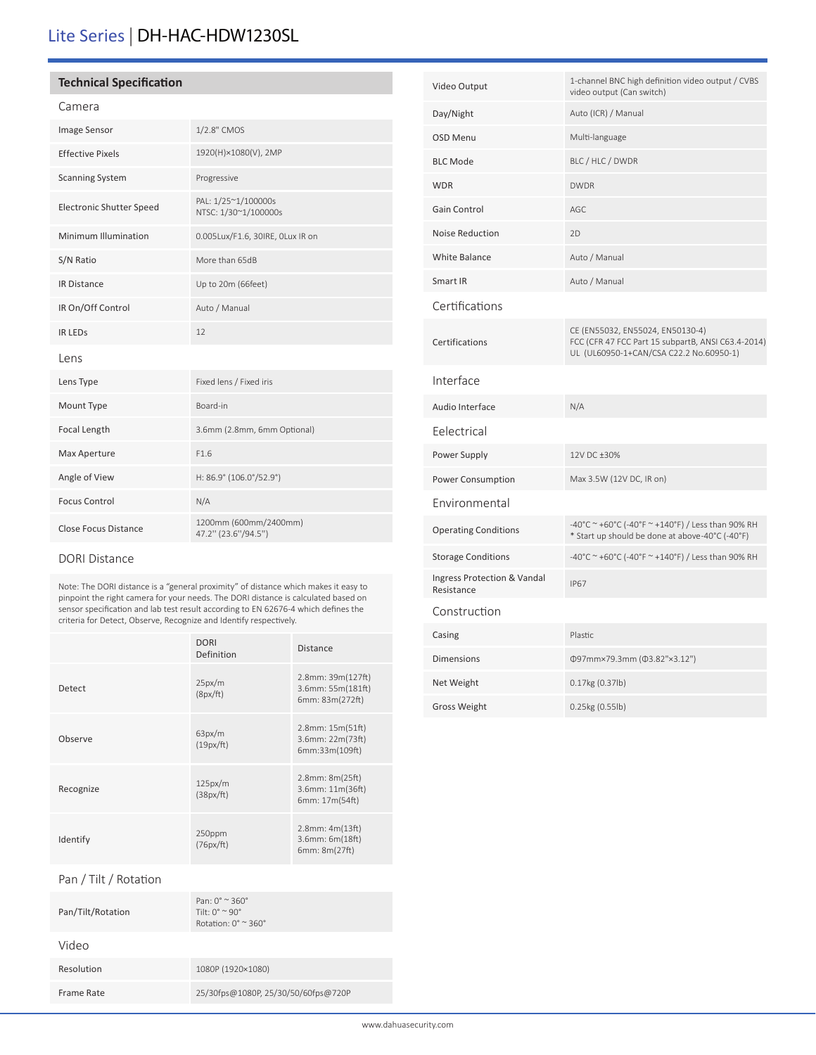# Lite Series | DH-HAC-HDW1230SL

## Technical Specification

### Camera

| | |
|---|---|
| Image Sensor | 1/2.8" CMOS |
| Effective Pixels | 1920(H)×1080(V), 2MP |
| Scanning System | Progressive |
| Electronic Shutter Speed | PAL: 1/25~1/100000s<br>NTSC: 1/30~1/100000s |
| Minimum Illumination | 0.005Lux/F1.6, 30IRE, 0Lux IR on |
| S/N Ratio | More than 65dB |
| IR Distance | Up to 20m (66feet) |
| IR On/Off Control | Auto / Manual |
| IR LEDs | 12 |

### Lens

| | |
|---|---|
| Lens Type | Fixed lens / Fixed iris |
| Mount Type | Board-in |
| Focal Length | 3.6mm (2.8mm, 6mm Optional) |
| Max Aperture | F1.6 |
| Angle of View | H: 86.9° (106.0°/52.9°) |
| Focus Control | N/A |
| Close Focus Distance | 1200mm (600mm/2400mm)<br>47.2" (23.6"/94.5") |

### DORI Distance

Note: The DORI distance is a "general proximity" of distance which makes it easy to pinpoint the right camera for your needs. The DORI distance is calculated based on sensor specification and lab test result according to EN 62676-4 which defines the criteria for Detect, Observe, Recognize and Identify respectively.

| | DORI Definition | Distance |
|---|---|---|
| Detect | 25px/m<br>(8px/ft) | 2.8mm: 39m(127ft)<br>3.6mm: 55m(181ft)<br>6mm: 83m(272ft) |
| Observe | 63px/m<br>(19px/ft) | 2.8mm: 15m(51ft)<br>3.6mm: 22m(73ft)<br>6mm:33m(109ft) |
| Recognize | 125px/m<br>(38px/ft) | 2.8mm: 8m(25ft)<br>3.6mm: 11m(36ft)<br>6mm: 17m(54ft) |
| Identify | 250ppm<br>(76px/ft) | 2.8mm: 4m(13ft)<br>3.6mm: 6m(18ft)<br>6mm: 8m(27ft) |

### Pan / Tilt / Rotation

| | |
|---|---|
| Pan/Tilt/Rotation | Pan: 0° ~ 360°<br>Tilt: 0° ~ 90°<br>Rotation: 0° ~ 360° |

### Video

| | |
|---|---|
| Resolution | 1080P (1920×1080) |
| Frame Rate | 25/30fps@1080P, 25/30/50/60fps@720P |
| Video Output | 1-channel BNC high definition video output / CVBS video output (Can switch) |
| Day/Night | Auto (ICR) / Manual |
| OSD Menu | Multi-language |
| BLC Mode | BLC / HLC / DWDR |
| WDR | DWDR |
| Gain Control | AGC |
| Noise Reduction | 2D |
| White Balance | Auto / Manual |
| Smart IR | Auto / Manual |

### Certifications

| | |
|---|---|
| Certifications | CE (EN55032, EN55024, EN50130-4)<br>FCC (CFR 47 FCC Part 15 subpartB, ANSI C63.4-2014)<br>UL (UL60950-1+CAN/CSA C22.2 No.60950-1) |

### Interface

| | |
|---|---|
| Audio Interface | N/A |

### Eelectrical

| | |
|---|---|
| Power Supply | 12V DC ±30% |
| Power Consumption | Max 3.5W (12V DC, IR on) |

### Environmental

| | |
|---|---|
| Operating Conditions | -40°C ~ +60°C (-40°F ~ +140°F) / Less than 90% RH<br>* Start up should be done at above-40°C (-40°F) |
| Storage Conditions | -40°C ~ +60°C (-40°F ~ +140°F) / Less than 90% RH |
| Ingress Protection & Vandal Resistance | IP67 |

### Construction

| | |
|---|---|
| Casing | Plastic |
| Dimensions | Φ97mm×79.3mm (Φ3.82"×3.12") |
| Net Weight | 0.17kg (0.37lb) |
| Gross Weight | 0.25kg (0.55lb) |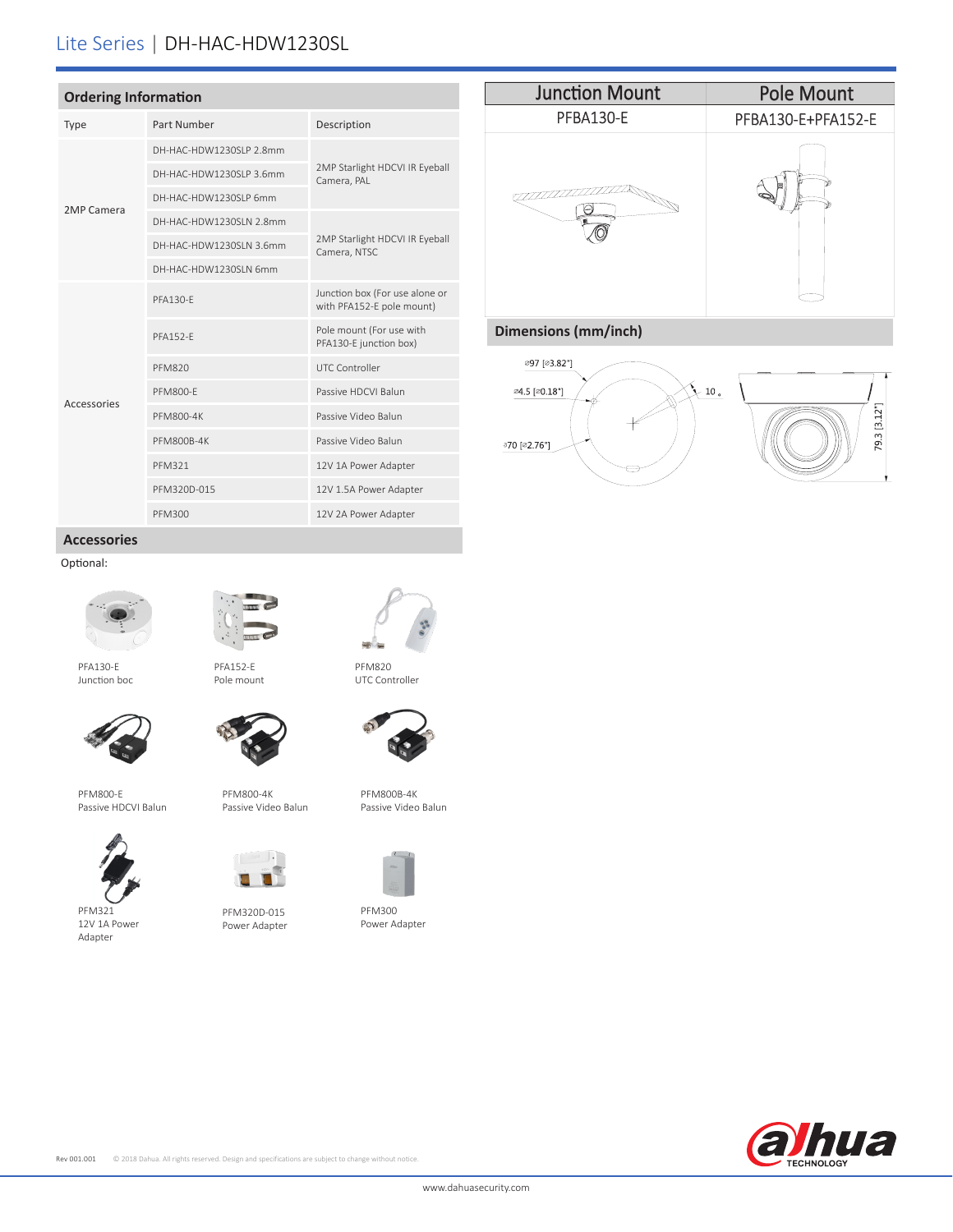# Lite Series | DH-HAC-HDW1230SL

## Ordering Information

| Type | Part Number | Description |
|---|---|---|
| 2MP Camera | DH-HAC-HDW1230SLP 2.8mm | 2MP Starlight HDCVI IR Eyeball Camera, PAL |
| | DH-HAC-HDW1230SLP 3.6mm | |
| | DH-HAC-HDW1230SLP 6mm | |
| | DH-HAC-HDW1230SLN 2.8mm | 2MP Starlight HDCVI IR Eyeball Camera, NTSC |
| | DH-HAC-HDW1230SLN 3.6mm | |
| | DH-HAC-HDW1230SLN 6mm | |
| Accessories | PFA130-E | Junction box (For use alone or with PFA152-E pole mount) |
| | PFA152-E | Pole mount (For use with PFA130-E junction box) |
| | PFM820 | UTC Controller |
| | PFM800-E | Passive HDCVI Balun |
| | PFM800-4K | Passive Video Balun |
| | PFM800B-4K | Passive Video Balun |
| | PFM321 | 12V 1A Power Adapter |
| | PFM320D-015 | 12V 1.5A Power Adapter |
| | PFM300 | 12V 2A Power Adapter |

| Junction Mount | Pole Mount |
|---|---|
| PFBA130-E | PFBA130-E+PFA152-E |

## Accessories

Optional:

PFA130-E
Junction boc

PFA152-E
Pole mount

PFM820
UTC Controller

PFM800-E
Passive HDCVI Balun

PFM800-4K
Passive Video Balun

PFM800B-4K
Passive Video Balun

PFM321
12V 1A Power Adapter

PFM320D-015
Power Adapter

PFM300
Power Adapter

## Dimensions (mm/inch)

⌀97 [⌀3.82"]
⌀4.5 [⌀0.18"]
⌀70 [⌀2.76"]
10°
79.3 [3.12"]

Rev 001.001 © 2018 Dahua. All rights reserved. Design and specifications are subject to change without notice.

www.dahuasecurity.com